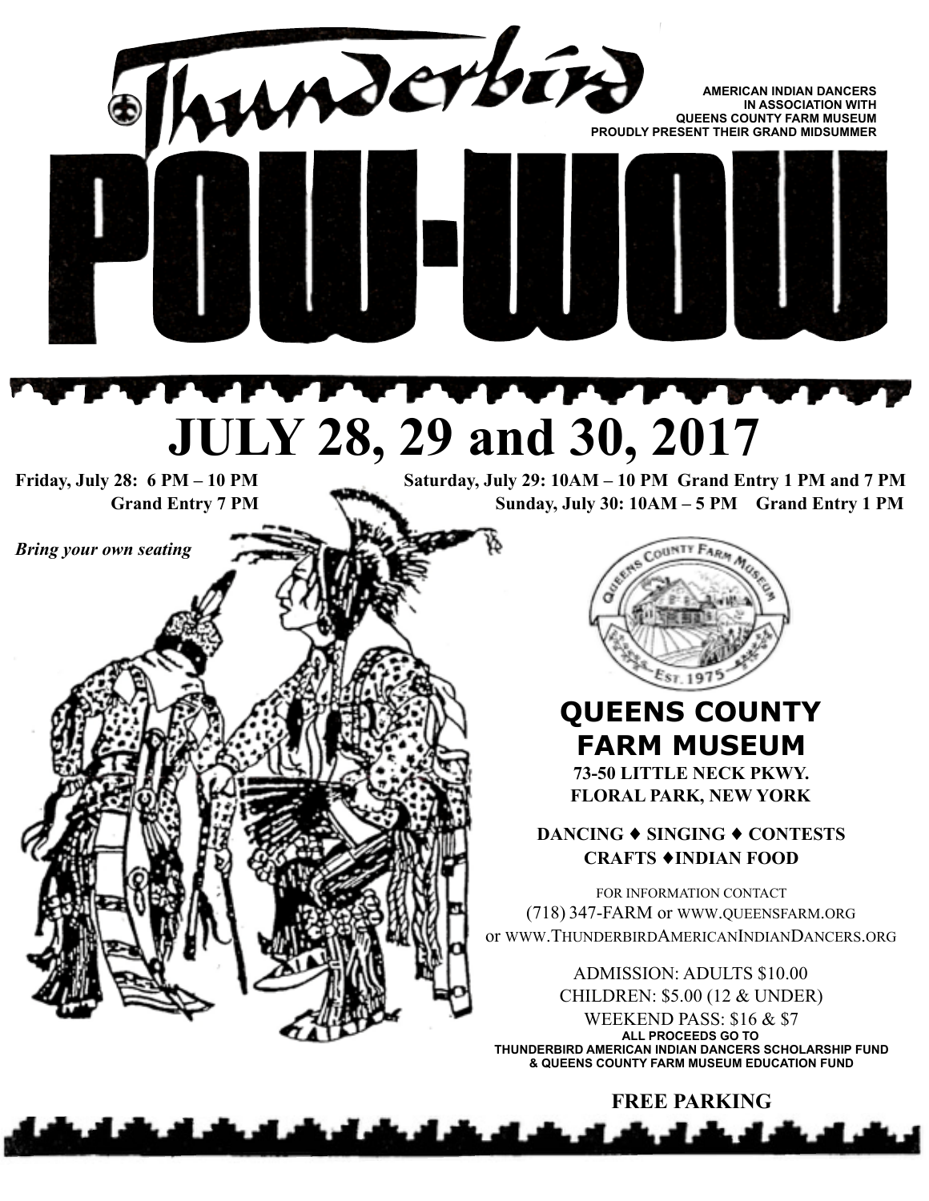# Thunderbird POW-WOW

**AMERICAN INDIAN DANCERS IN ASSOCIATION WITH QUEENS COUNTY FARM MUSEUM PROUDLY PRESENT THEIR GRAND MIDSUMMER**

# JULY 28, 29 and 30, 2017

**Friday, July 28: 6 PM – 10 PM Grand Entry 7 PM**

**Saturday, July 29: 10AM – 10 PM Grand Entry 1 PM and 7 PM**

**Sunday, July 30: 10AM – 5 PM Grand Entry 1 PM**

***Bring your own seating***

Queens County Farm Museum
Est. 1975

## QUEENS COUNTY FARM MUSEUM

**73-50 LITTLE NECK PKWY.**
**FLORAL PARK, NEW YORK**

**DANCING ♦ SINGING ♦ CONTESTS**
**CRAFTS ♦ INDIAN FOOD**

FOR INFORMATION CONTACT
(718) 347-FARM or WWW.QUEENSFARM.ORG
or WWW.THUNDERBIRDAMERICANINDIANDANCERS.ORG

ADMISSION: ADULTS $10.00
CHILDREN: $5.00 (12 & UNDER)
WEEKEND PASS: $16 & $7

**ALL PROCEEDS GO TO THUNDERBIRD AMERICAN INDIAN DANCERS SCHOLARSHIP FUND & QUEENS COUNTY FARM MUSEUM EDUCATION FUND**

**FREE PARKING**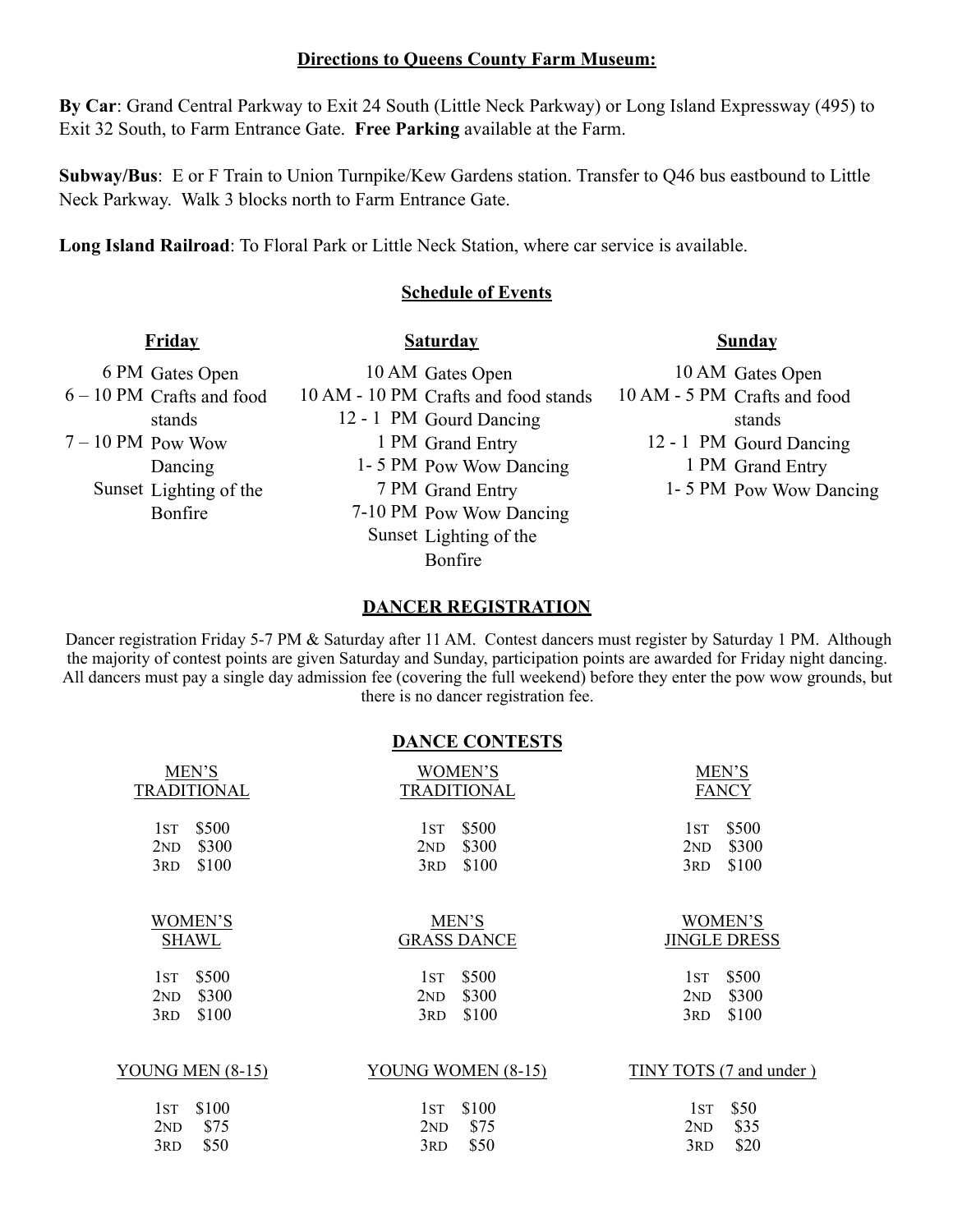## Directions to Queens County Farm Museum:

**By Car**: Grand Central Parkway to Exit 24 South (Little Neck Parkway) or Long Island Expressway (495) to Exit 32 South, to Farm Entrance Gate. **Free Parking** available at the Farm.

**Subway/Bus**: E or F Train to Union Turnpike/Kew Gardens station. Transfer to Q46 bus eastbound to Little Neck Parkway. Walk 3 blocks north to Farm Entrance Gate.

**Long Island Railroad**: To Floral Park or Little Neck Station, where car service is available.

## Schedule of Events

### Friday

| | |
|---|---|
| 6 PM | Gates Open |
| 6 – 10 PM | Crafts and food stands |
| 7 – 10 PM | Pow Wow Dancing |
| Sunset | Lighting of the Bonfire |

### Saturday

| | |
|---|---|
| 10 AM | Gates Open |
| 10 AM - 10 PM | Crafts and food stands |
| 12 - 1 PM | Gourd Dancing |
| 1 PM | Grand Entry |
| 1- 5 PM | Pow Wow Dancing |
| 7 PM | Grand Entry |
| 7-10 PM | Pow Wow Dancing |
| Sunset | Lighting of the Bonfire |

### Sunday

| | |
|---|---|
| 10 AM | Gates Open |
| 10 AM - 5 PM | Crafts and food stands |
| 12 - 1 PM | Gourd Dancing |
| 1 PM | Grand Entry |
| 1- 5 PM | Pow Wow Dancing |

## DANCER REGISTRATION

Dancer registration Friday 5-7 PM & Saturday after 11 AM. Contest dancers must register by Saturday 1 PM. Although the majority of contest points are given Saturday and Sunday, participation points are awarded for Friday night dancing. All dancers must pay a single day admission fee (covering the full weekend) before they enter the pow wow grounds, but there is no dancer registration fee.

## DANCE CONTESTS

| Contest | 1st | 2nd | 3rd |
|---|---|---|---|
| MEN'S TRADITIONAL | $500 | $300 | $100 |
| WOMEN'S TRADITIONAL | $500 | $300 | $100 |
| MEN'S FANCY | $500 | $300 | $100 |
| WOMEN'S SHAWL | $500 | $300 | $100 |
| MEN'S GRASS DANCE | $500 | $300 | $100 |
| WOMEN'S JINGLE DRESS | $500 | $300 | $100 |
| YOUNG MEN (8-15) | $100 | $75 | $50 |
| YOUNG WOMEN (8-15) | $100 | $75 | $50 |
| TINY TOTS (7 and under ) | $50 | $35 | $20 |